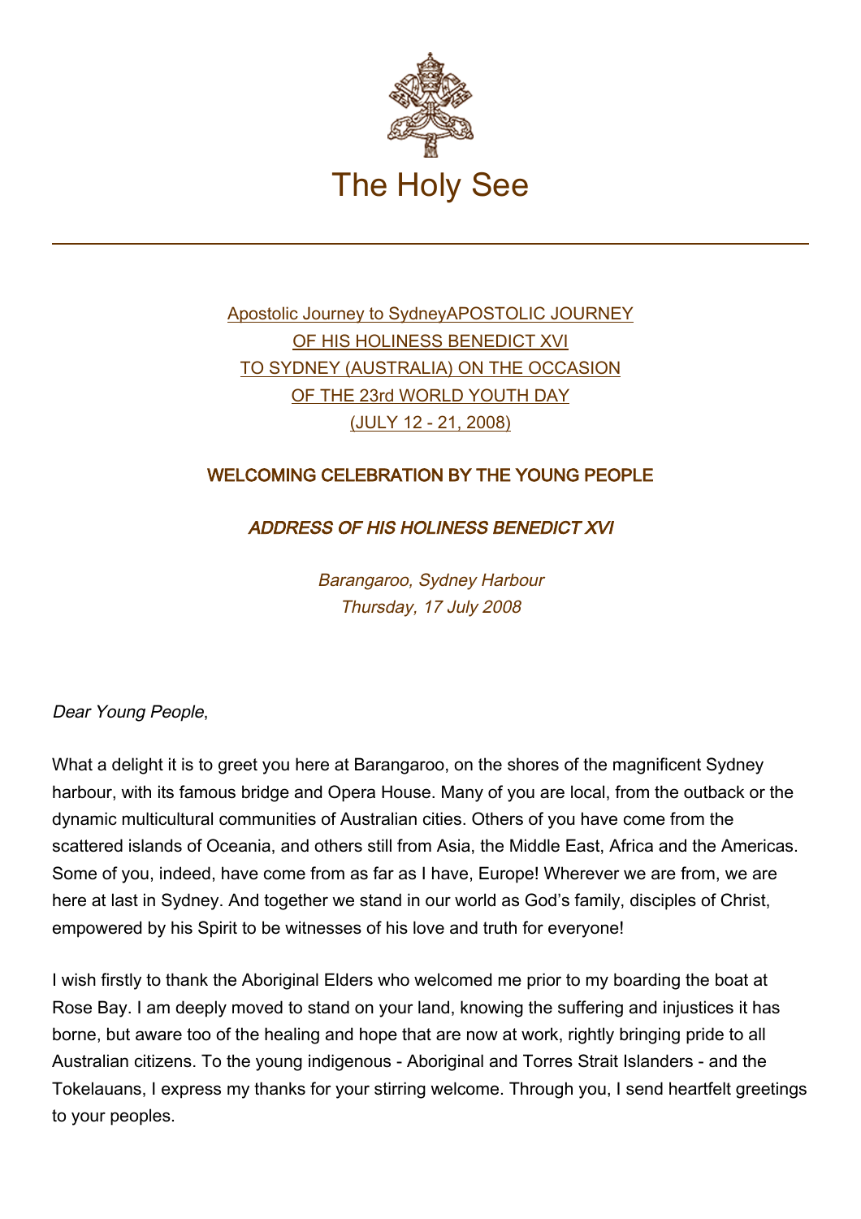# The Holy See

Apostolic Journey to SydneyAPOSTOLIC JOURNEY
OF HIS HOLINESS BENEDICT XVI
TO SYDNEY (AUSTRALIA) ON THE OCCASION
OF THE 23rd WORLD YOUTH DAY
(JULY 12 - 21, 2008)

## WELCOMING CELEBRATION BY THE YOUNG PEOPLE

### *ADDRESS OF HIS HOLINESS BENEDICT XVI*

*Barangaroo, Sydney Harbour*
*Thursday, 17 July 2008*

*Dear Young People*,

What a delight it is to greet you here at Barangaroo, on the shores of the magnificent Sydney harbour, with its famous bridge and Opera House. Many of you are local, from the outback or the dynamic multicultural communities of Australian cities. Others of you have come from the scattered islands of Oceania, and others still from Asia, the Middle East, Africa and the Americas. Some of you, indeed, have come from as far as I have, Europe! Wherever we are from, we are here at last in Sydney. And together we stand in our world as God's family, disciples of Christ, empowered by his Spirit to be witnesses of his love and truth for everyone!

I wish firstly to thank the Aboriginal Elders who welcomed me prior to my boarding the boat at Rose Bay. I am deeply moved to stand on your land, knowing the suffering and injustices it has borne, but aware too of the healing and hope that are now at work, rightly bringing pride to all Australian citizens. To the young indigenous - Aboriginal and Torres Strait Islanders - and the Tokelauans, I express my thanks for your stirring welcome. Through you, I send heartfelt greetings to your peoples.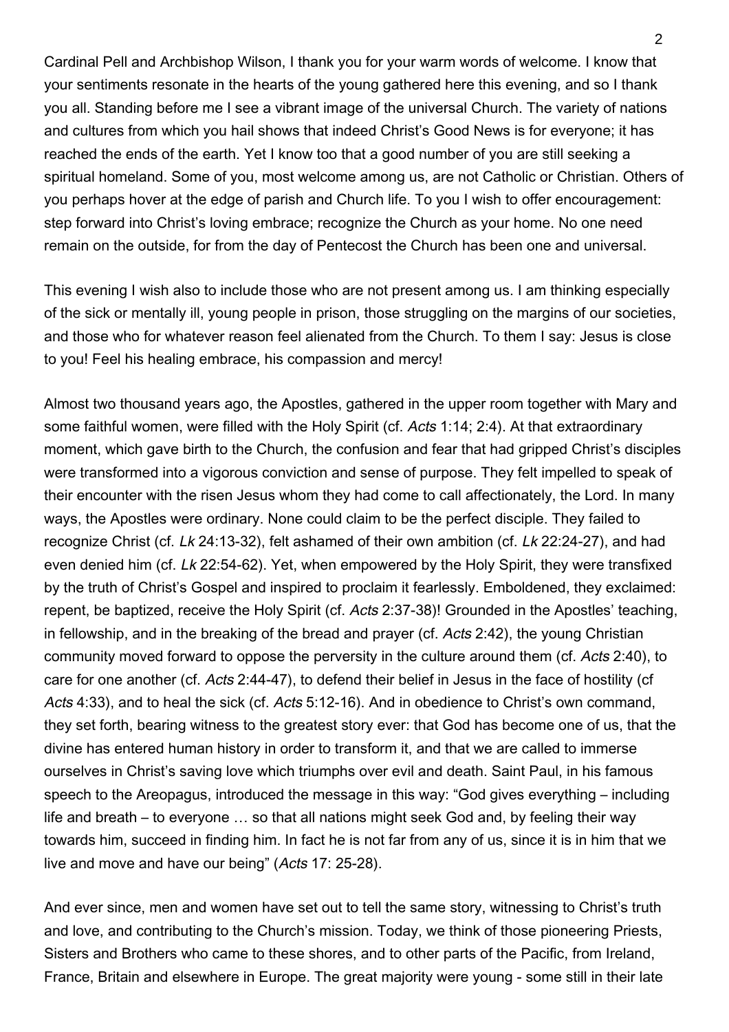Cardinal Pell and Archbishop Wilson, I thank you for your warm words of welcome. I know that your sentiments resonate in the hearts of the young gathered here this evening, and so I thank you all. Standing before me I see a vibrant image of the universal Church. The variety of nations and cultures from which you hail shows that indeed Christ's Good News is for everyone; it has reached the ends of the earth. Yet I know too that a good number of you are still seeking a spiritual homeland. Some of you, most welcome among us, are not Catholic or Christian. Others of you perhaps hover at the edge of parish and Church life. To you I wish to offer encouragement: step forward into Christ's loving embrace; recognize the Church as your home. No one need remain on the outside, for from the day of Pentecost the Church has been one and universal.

This evening I wish also to include those who are not present among us. I am thinking especially of the sick or mentally ill, young people in prison, those struggling on the margins of our societies, and those who for whatever reason feel alienated from the Church. To them I say: Jesus is close to you! Feel his healing embrace, his compassion and mercy!

Almost two thousand years ago, the Apostles, gathered in the upper room together with Mary and some faithful women, were filled with the Holy Spirit (cf. *Acts* 1:14; 2:4). At that extraordinary moment, which gave birth to the Church, the confusion and fear that had gripped Christ's disciples were transformed into a vigorous conviction and sense of purpose. They felt impelled to speak of their encounter with the risen Jesus whom they had come to call affectionately, the Lord. In many ways, the Apostles were ordinary. None could claim to be the perfect disciple. They failed to recognize Christ (cf. *Lk* 24:13-32), felt ashamed of their own ambition (cf. *Lk* 22:24-27), and had even denied him (cf. *Lk* 22:54-62). Yet, when empowered by the Holy Spirit, they were transfixed by the truth of Christ's Gospel and inspired to proclaim it fearlessly. Emboldened, they exclaimed: repent, be baptized, receive the Holy Spirit (cf. *Acts* 2:37-38)! Grounded in the Apostles' teaching, in fellowship, and in the breaking of the bread and prayer (cf. *Acts* 2:42), the young Christian community moved forward to oppose the perversity in the culture around them (cf. *Acts* 2:40), to care for one another (cf. *Acts* 2:44-47), to defend their belief in Jesus in the face of hostility (cf *Acts* 4:33), and to heal the sick (cf. *Acts* 5:12-16). And in obedience to Christ's own command, they set forth, bearing witness to the greatest story ever: that God has become one of us, that the divine has entered human history in order to transform it, and that we are called to immerse ourselves in Christ's saving love which triumphs over evil and death. Saint Paul, in his famous speech to the Areopagus, introduced the message in this way: "God gives everything – including life and breath – to everyone … so that all nations might seek God and, by feeling their way towards him, succeed in finding him. In fact he is not far from any of us, since it is in him that we live and move and have our being" (*Acts* 17: 25-28).

And ever since, men and women have set out to tell the same story, witnessing to Christ's truth and love, and contributing to the Church's mission. Today, we think of those pioneering Priests, Sisters and Brothers who came to these shores, and to other parts of the Pacific, from Ireland, France, Britain and elsewhere in Europe. The great majority were young - some still in their late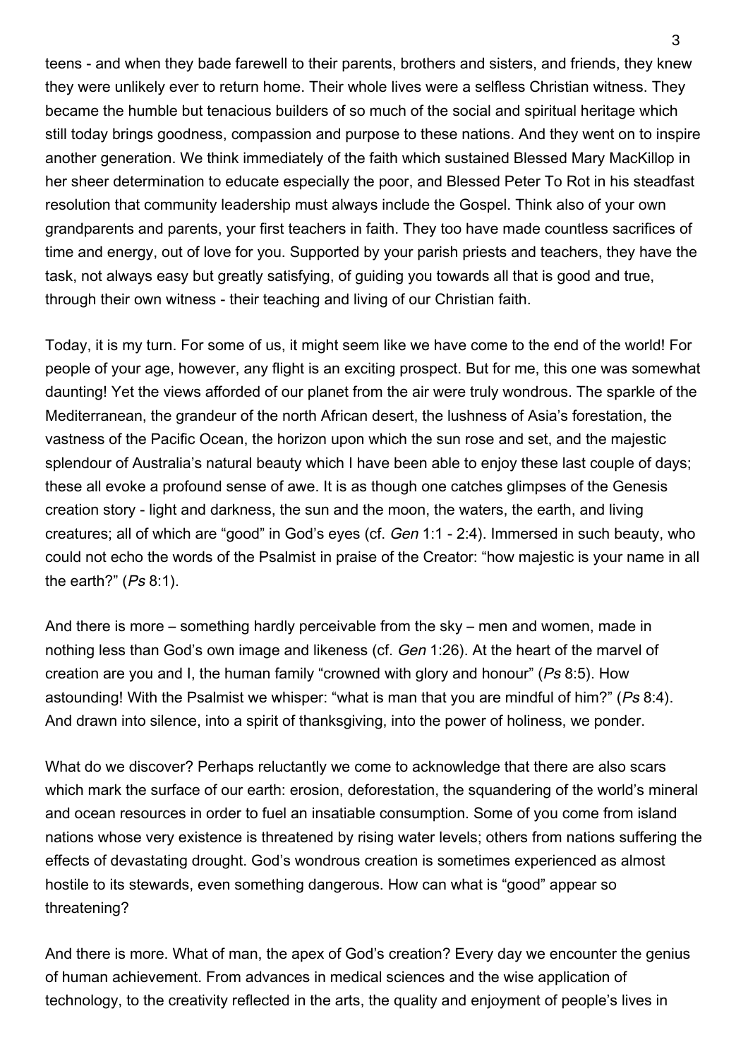teens - and when they bade farewell to their parents, brothers and sisters, and friends, they knew they were unlikely ever to return home. Their whole lives were a selfless Christian witness. They became the humble but tenacious builders of so much of the social and spiritual heritage which still today brings goodness, compassion and purpose to these nations. And they went on to inspire another generation. We think immediately of the faith which sustained Blessed Mary MacKillop in her sheer determination to educate especially the poor, and Blessed Peter To Rot in his steadfast resolution that community leadership must always include the Gospel. Think also of your own grandparents and parents, your first teachers in faith. They too have made countless sacrifices of time and energy, out of love for you. Supported by your parish priests and teachers, they have the task, not always easy but greatly satisfying, of guiding you towards all that is good and true, through their own witness - their teaching and living of our Christian faith.

Today, it is my turn. For some of us, it might seem like we have come to the end of the world! For people of your age, however, any flight is an exciting prospect. But for me, this one was somewhat daunting! Yet the views afforded of our planet from the air were truly wondrous. The sparkle of the Mediterranean, the grandeur of the north African desert, the lushness of Asia's forestation, the vastness of the Pacific Ocean, the horizon upon which the sun rose and set, and the majestic splendour of Australia's natural beauty which I have been able to enjoy these last couple of days; these all evoke a profound sense of awe. It is as though one catches glimpses of the Genesis creation story - light and darkness, the sun and the moon, the waters, the earth, and living creatures; all of which are "good" in God's eyes (cf. *Gen* 1:1 - 2:4). Immersed in such beauty, who could not echo the words of the Psalmist in praise of the Creator: "how majestic is your name in all the earth?" (*Ps* 8:1).

And there is more – something hardly perceivable from the sky – men and women, made in nothing less than God's own image and likeness (cf. *Gen* 1:26). At the heart of the marvel of creation are you and I, the human family "crowned with glory and honour" (*Ps* 8:5). How astounding! With the Psalmist we whisper: "what is man that you are mindful of him?" (*Ps* 8:4). And drawn into silence, into a spirit of thanksgiving, into the power of holiness, we ponder.

What do we discover? Perhaps reluctantly we come to acknowledge that there are also scars which mark the surface of our earth: erosion, deforestation, the squandering of the world's mineral and ocean resources in order to fuel an insatiable consumption. Some of you come from island nations whose very existence is threatened by rising water levels; others from nations suffering the effects of devastating drought. God's wondrous creation is sometimes experienced as almost hostile to its stewards, even something dangerous. How can what is "good" appear so threatening?

And there is more. What of man, the apex of God's creation? Every day we encounter the genius of human achievement. From advances in medical sciences and the wise application of technology, to the creativity reflected in the arts, the quality and enjoyment of people's lives in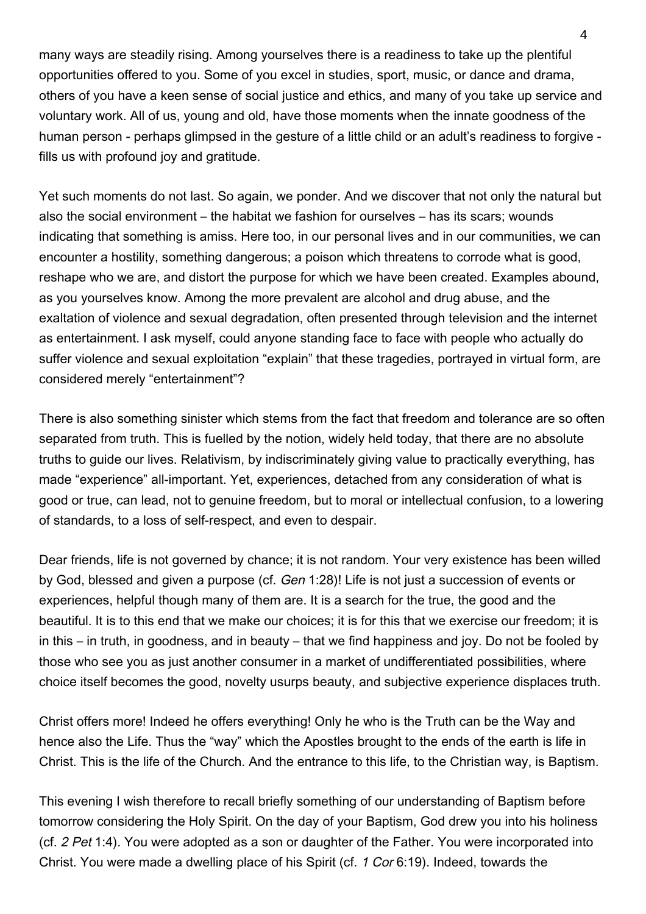many ways are steadily rising. Among yourselves there is a readiness to take up the plentiful opportunities offered to you. Some of you excel in studies, sport, music, or dance and drama, others of you have a keen sense of social justice and ethics, and many of you take up service and voluntary work. All of us, young and old, have those moments when the innate goodness of the human person - perhaps glimpsed in the gesture of a little child or an adult's readiness to forgive - fills us with profound joy and gratitude.

Yet such moments do not last. So again, we ponder. And we discover that not only the natural but also the social environment – the habitat we fashion for ourselves – has its scars; wounds indicating that something is amiss. Here too, in our personal lives and in our communities, we can encounter a hostility, something dangerous; a poison which threatens to corrode what is good, reshape who we are, and distort the purpose for which we have been created. Examples abound, as you yourselves know. Among the more prevalent are alcohol and drug abuse, and the exaltation of violence and sexual degradation, often presented through television and the internet as entertainment. I ask myself, could anyone standing face to face with people who actually do suffer violence and sexual exploitation "explain" that these tragedies, portrayed in virtual form, are considered merely "entertainment"?

There is also something sinister which stems from the fact that freedom and tolerance are so often separated from truth. This is fuelled by the notion, widely held today, that there are no absolute truths to guide our lives. Relativism, by indiscriminately giving value to practically everything, has made "experience" all-important. Yet, experiences, detached from any consideration of what is good or true, can lead, not to genuine freedom, but to moral or intellectual confusion, to a lowering of standards, to a loss of self-respect, and even to despair.

Dear friends, life is not governed by chance; it is not random. Your very existence has been willed by God, blessed and given a purpose (cf. *Gen* 1:28)! Life is not just a succession of events or experiences, helpful though many of them are. It is a search for the true, the good and the beautiful. It is to this end that we make our choices; it is for this that we exercise our freedom; it is in this – in truth, in goodness, and in beauty – that we find happiness and joy. Do not be fooled by those who see you as just another consumer in a market of undifferentiated possibilities, where choice itself becomes the good, novelty usurps beauty, and subjective experience displaces truth.

Christ offers more! Indeed he offers everything! Only he who is the Truth can be the Way and hence also the Life. Thus the "way" which the Apostles brought to the ends of the earth is life in Christ. This is the life of the Church. And the entrance to this life, to the Christian way, is Baptism.

This evening I wish therefore to recall briefly something of our understanding of Baptism before tomorrow considering the Holy Spirit. On the day of your Baptism, God drew you into his holiness (cf. *2 Pet* 1:4). You were adopted as a son or daughter of the Father. You were incorporated into Christ. You were made a dwelling place of his Spirit (cf. *1 Cor* 6:19). Indeed, towards the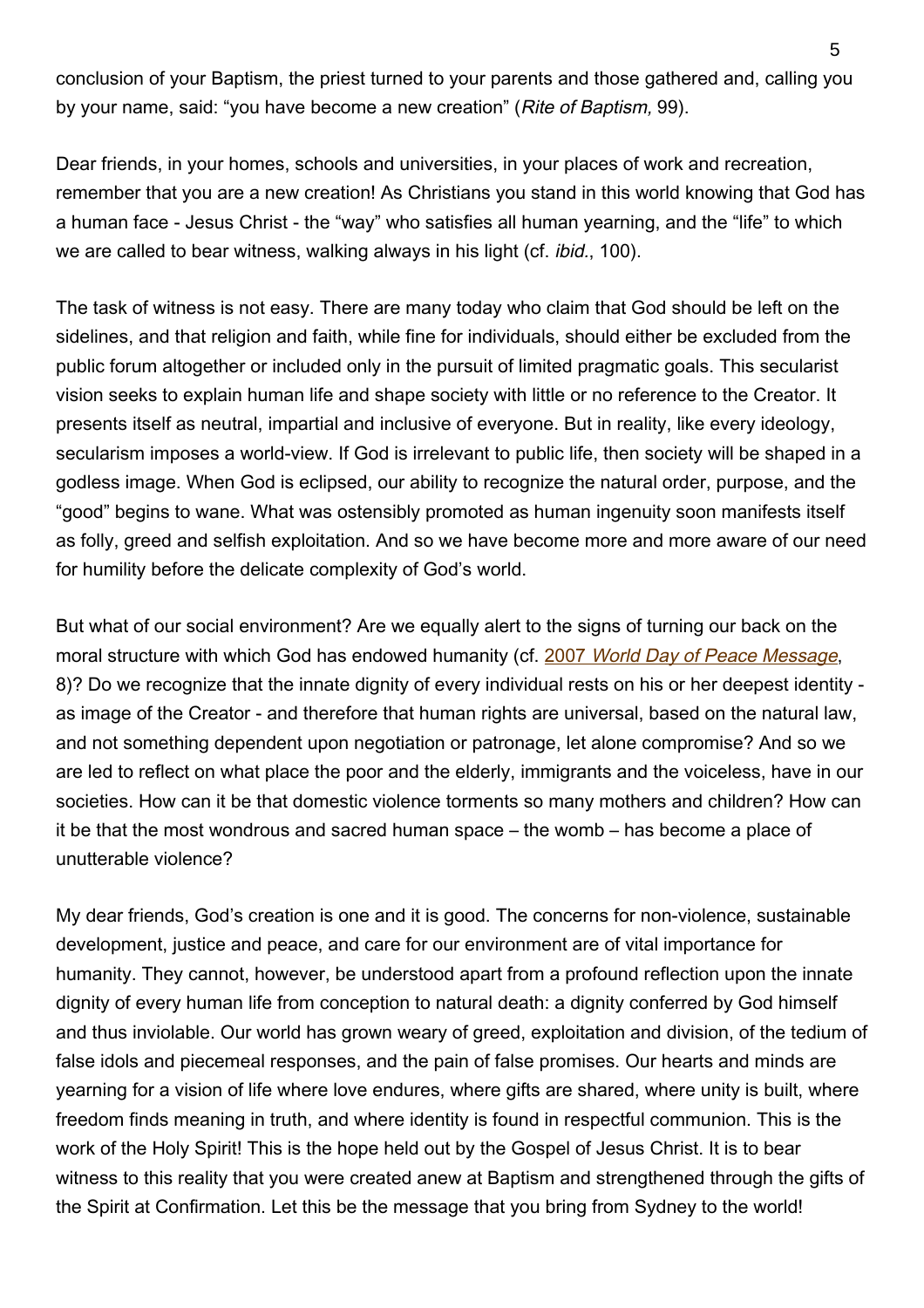conclusion of your Baptism, the priest turned to your parents and those gathered and, calling you by your name, said: "you have become a new creation" (*Rite of Baptism,* 99).

Dear friends, in your homes, schools and universities, in your places of work and recreation, remember that you are a new creation! As Christians you stand in this world knowing that God has a human face - Jesus Christ - the "way" who satisfies all human yearning, and the "life" to which we are called to bear witness, walking always in his light (cf. *ibid.*, 100).

The task of witness is not easy. There are many today who claim that God should be left on the sidelines, and that religion and faith, while fine for individuals, should either be excluded from the public forum altogether or included only in the pursuit of limited pragmatic goals. This secularist vision seeks to explain human life and shape society with little or no reference to the Creator. It presents itself as neutral, impartial and inclusive of everyone. But in reality, like every ideology, secularism imposes a world-view. If God is irrelevant to public life, then society will be shaped in a godless image. When God is eclipsed, our ability to recognize the natural order, purpose, and the "good" begins to wane. What was ostensibly promoted as human ingenuity soon manifests itself as folly, greed and selfish exploitation. And so we have become more and more aware of our need for humility before the delicate complexity of God's world.

But what of our social environment? Are we equally alert to the signs of turning our back on the moral structure with which God has endowed humanity (cf. 2007 *World Day of Peace Message*, 8)? Do we recognize that the innate dignity of every individual rests on his or her deepest identity - as image of the Creator - and therefore that human rights are universal, based on the natural law, and not something dependent upon negotiation or patronage, let alone compromise? And so we are led to reflect on what place the poor and the elderly, immigrants and the voiceless, have in our societies. How can it be that domestic violence torments so many mothers and children? How can it be that the most wondrous and sacred human space – the womb – has become a place of unutterable violence?

My dear friends, God's creation is one and it is good. The concerns for non-violence, sustainable development, justice and peace, and care for our environment are of vital importance for humanity. They cannot, however, be understood apart from a profound reflection upon the innate dignity of every human life from conception to natural death: a dignity conferred by God himself and thus inviolable. Our world has grown weary of greed, exploitation and division, of the tedium of false idols and piecemeal responses, and the pain of false promises. Our hearts and minds are yearning for a vision of life where love endures, where gifts are shared, where unity is built, where freedom finds meaning in truth, and where identity is found in respectful communion. This is the work of the Holy Spirit! This is the hope held out by the Gospel of Jesus Christ. It is to bear witness to this reality that you were created anew at Baptism and strengthened through the gifts of the Spirit at Confirmation. Let this be the message that you bring from Sydney to the world!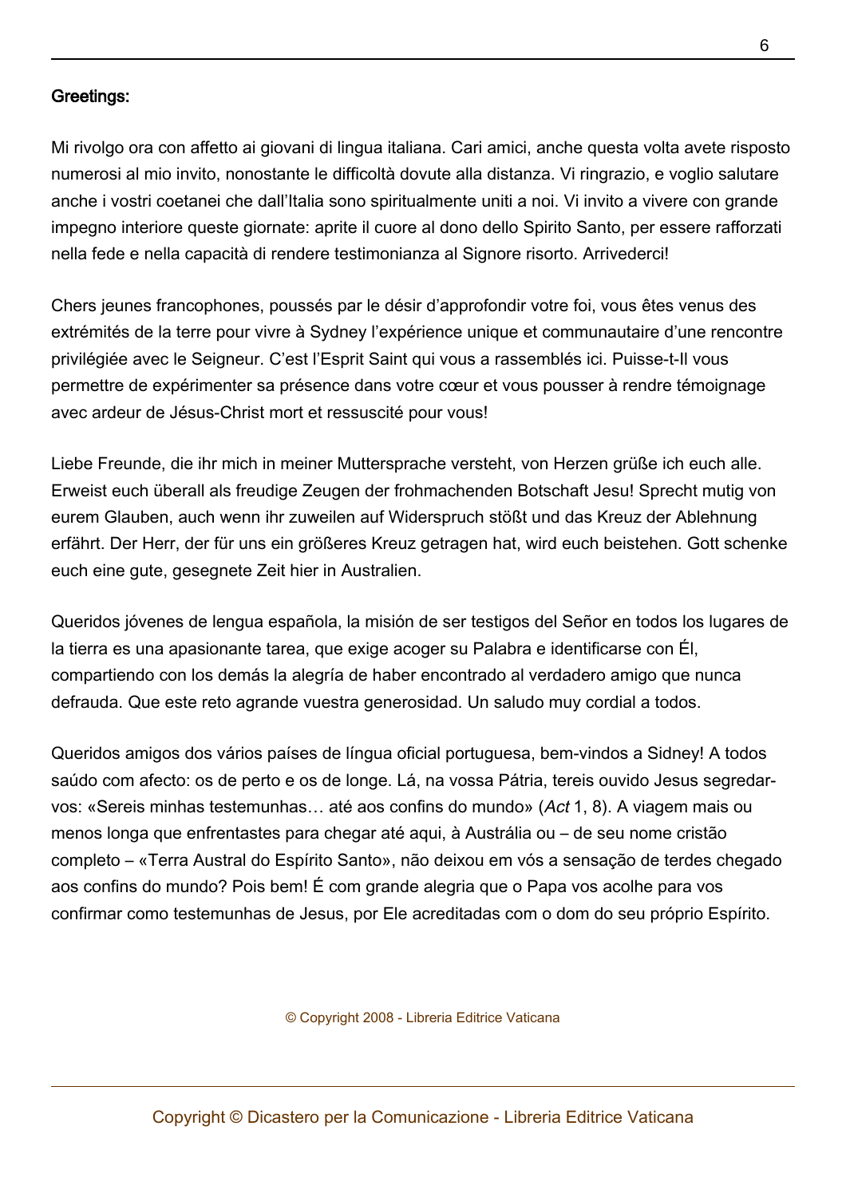**Greetings:**

Mi rivolgo ora con affetto ai giovani di lingua italiana. Cari amici, anche questa volta avete risposto numerosi al mio invito, nonostante le difficoltà dovute alla distanza. Vi ringrazio, e voglio salutare anche i vostri coetanei che dall'Italia sono spiritualmente uniti a noi. Vi invito a vivere con grande impegno interiore queste giornate: aprite il cuore al dono dello Spirito Santo, per essere rafforzati nella fede e nella capacità di rendere testimonianza al Signore risorto. Arrivederci!

Chers jeunes francophones, poussés par le désir d'approfondir votre foi, vous êtes venus des extrémités de la terre pour vivre à Sydney l'expérience unique et communautaire d'une rencontre privilégiée avec le Seigneur. C'est l'Esprit Saint qui vous a rassemblés ici. Puisse-t-Il vous permettre de expérimenter sa présence dans votre cœur et vous pousser à rendre témoignage avec ardeur de Jésus-Christ mort et ressuscité pour vous!

Liebe Freunde, die ihr mich in meiner Muttersprache versteht, von Herzen grüße ich euch alle. Erweist euch überall als freudige Zeugen der frohmachenden Botschaft Jesu! Sprecht mutig von eurem Glauben, auch wenn ihr zuweilen auf Widerspruch stößt und das Kreuz der Ablehnung erfährt. Der Herr, der für uns ein größeres Kreuz getragen hat, wird euch beistehen. Gott schenke euch eine gute, gesegnete Zeit hier in Australien.

Queridos jóvenes de lengua española, la misión de ser testigos del Señor en todos los lugares de la tierra es una apasionante tarea, que exige acoger su Palabra e identificarse con Él, compartiendo con los demás la alegría de haber encontrado al verdadero amigo que nunca defrauda. Que este reto agrande vuestra generosidad. Un saludo muy cordial a todos.

Queridos amigos dos vários países de língua oficial portuguesa, bem-vindos a Sidney! A todos saúdo com afecto: os de perto e os de longe. Lá, na vossa Pátria, tereis ouvido Jesus segredar-vos: «Sereis minhas testemunhas… até aos confins do mundo» (*Act* 1, 8). A viagem mais ou menos longa que enfrentastes para chegar até aqui, à Austrália ou – de seu nome cristão completo – «Terra Austral do Espírito Santo», não deixou em vós a sensação de terdes chegado aos confins do mundo? Pois bem! É com grande alegria que o Papa vos acolhe para vos confirmar como testemunhas de Jesus, por Ele acreditadas com o dom do seu próprio Espírito.

© Copyright 2008 - Libreria Editrice Vaticana